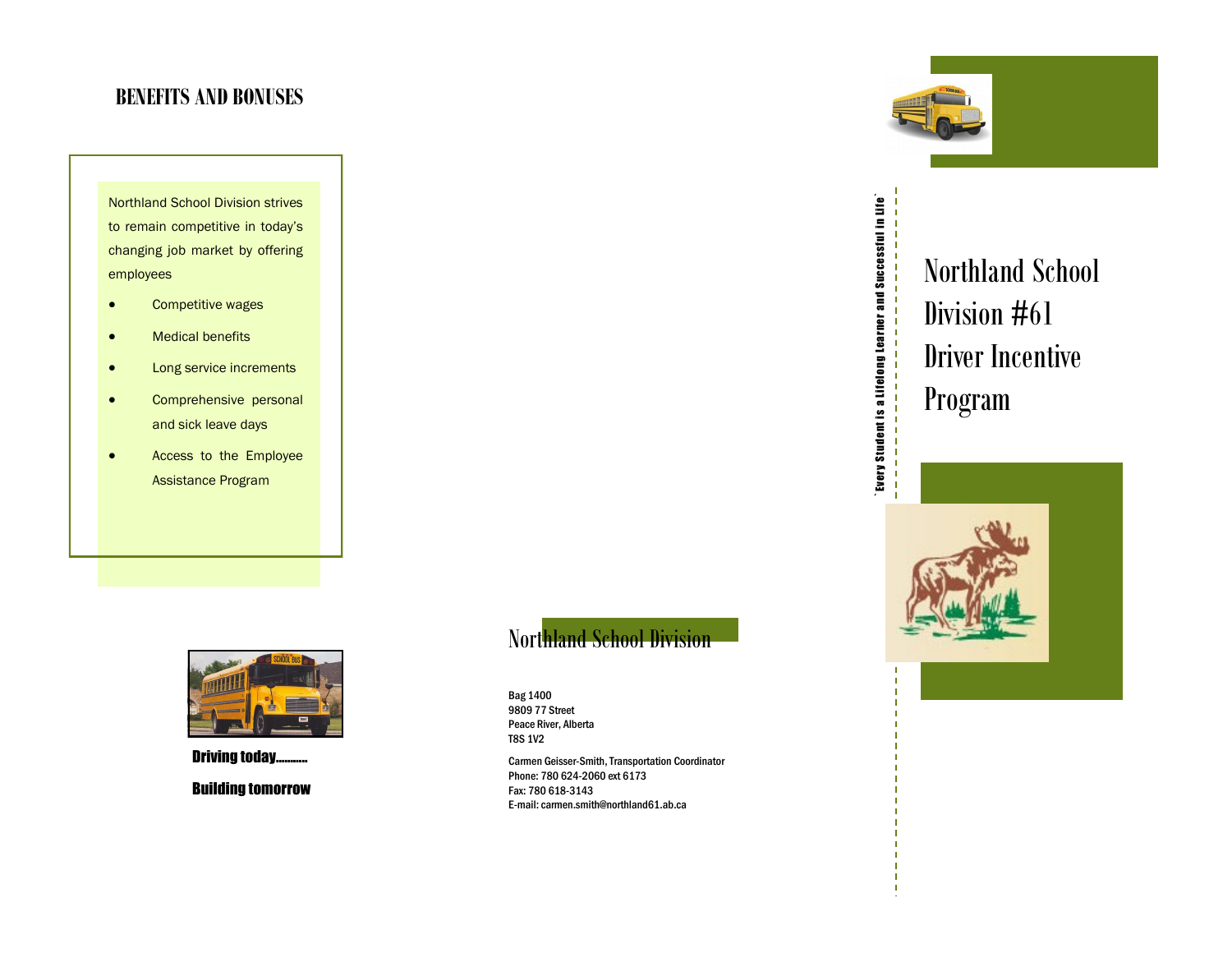## BENEFITS AND BONUSES

Northland School Division strives to remain competitive in today's changing job market by offering employees

- Competitive wages
- Medical benefits
- Long service increments
- Comprehensive personal and sick leave days
- Access to the Employee Assistance Program

Driving today..........

Building tomorrow

## Northland School Division

Bag 1400
9809 77 Street
Peace River, Alberta
T8S 1V2

Carmen Geisser-Smith, Transportation Coordinator
Phone: 780 624-2060 ext 6173
Fax: 780 618-3143
E-mail: carmen.smith@northland61.ab.ca

`Every Student is a Lifelong Learner and Successful in Life`

# Northland School Division #61 Driver Incentive Program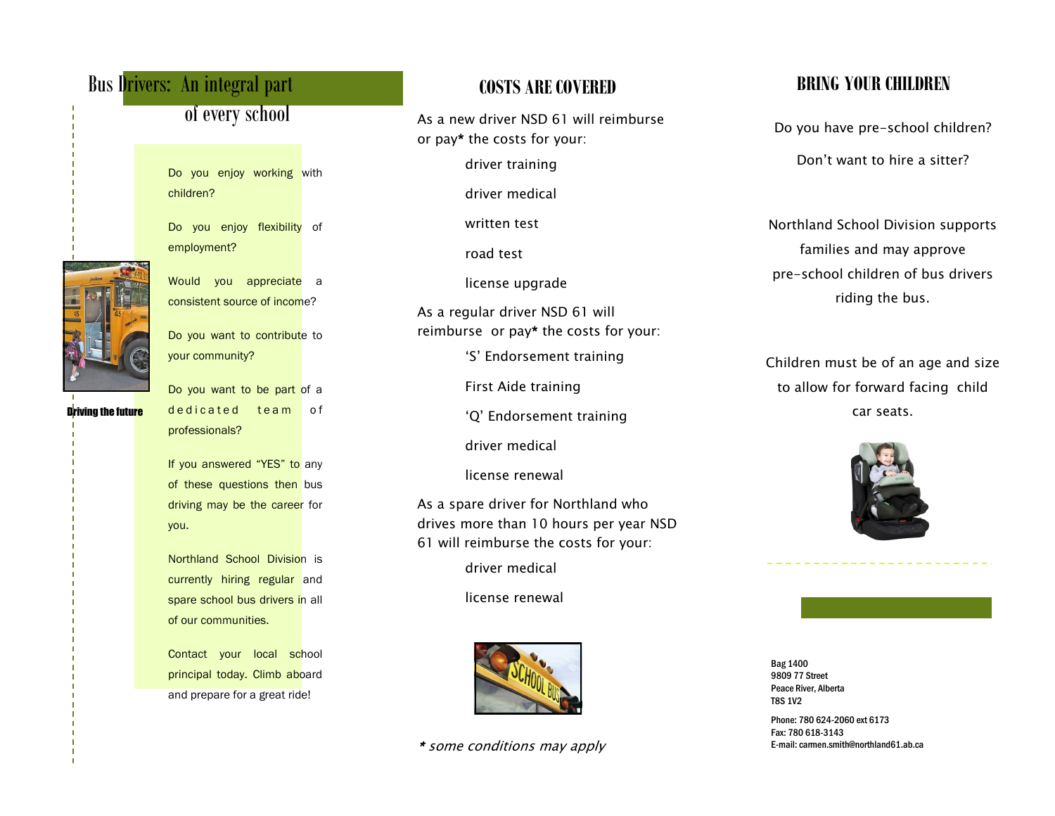# Bus Drivers: An integral part of every school

Do you enjoy working with children?

Do you enjoy flexibility of employment?

Would you appreciate a consistent source of income?

Do you want to contribute to your community?

Do you want to be part of a dedicated team of professionals?

If you answered "YES" to any of these questions then bus driving may be the career for you.

Northland School Division is currently hiring regular and spare school bus drivers in all of our communities.

Contact your local school principal today. Climb aboard and prepare for a great ride!

Driving the future

## COSTS ARE COVERED

As a new driver NSD 61 will reimburse or pay* the costs for your:

- driver training
- driver medical
- written test
- road test
- license upgrade

As a regular driver NSD 61 will reimburse or pay* the costs for your:

- 'S' Endorsement training
- First Aide training
- 'Q' Endorsement training
- driver medical
- license renewal

As a spare driver for Northland who drives more than 10 hours per year NSD 61 will reimburse the costs for your:

- driver medical
- license renewal

*\* some conditions may apply*

## BRING YOUR CHILDREN

Do you have pre-school children?

Don't want to hire a sitter?

Northland School Division supports families and may approve pre-school children of bus drivers riding the bus.

Children must be of an age and size to allow for forward facing child car seats.

Bag 1400
9809 77 Street
Peace River, Alberta
T8S 1V2

Phone: 780 624-2060 ext 6173
Fax: 780 618-3143
E-mail: carmen.smith@northland61.ab.ca